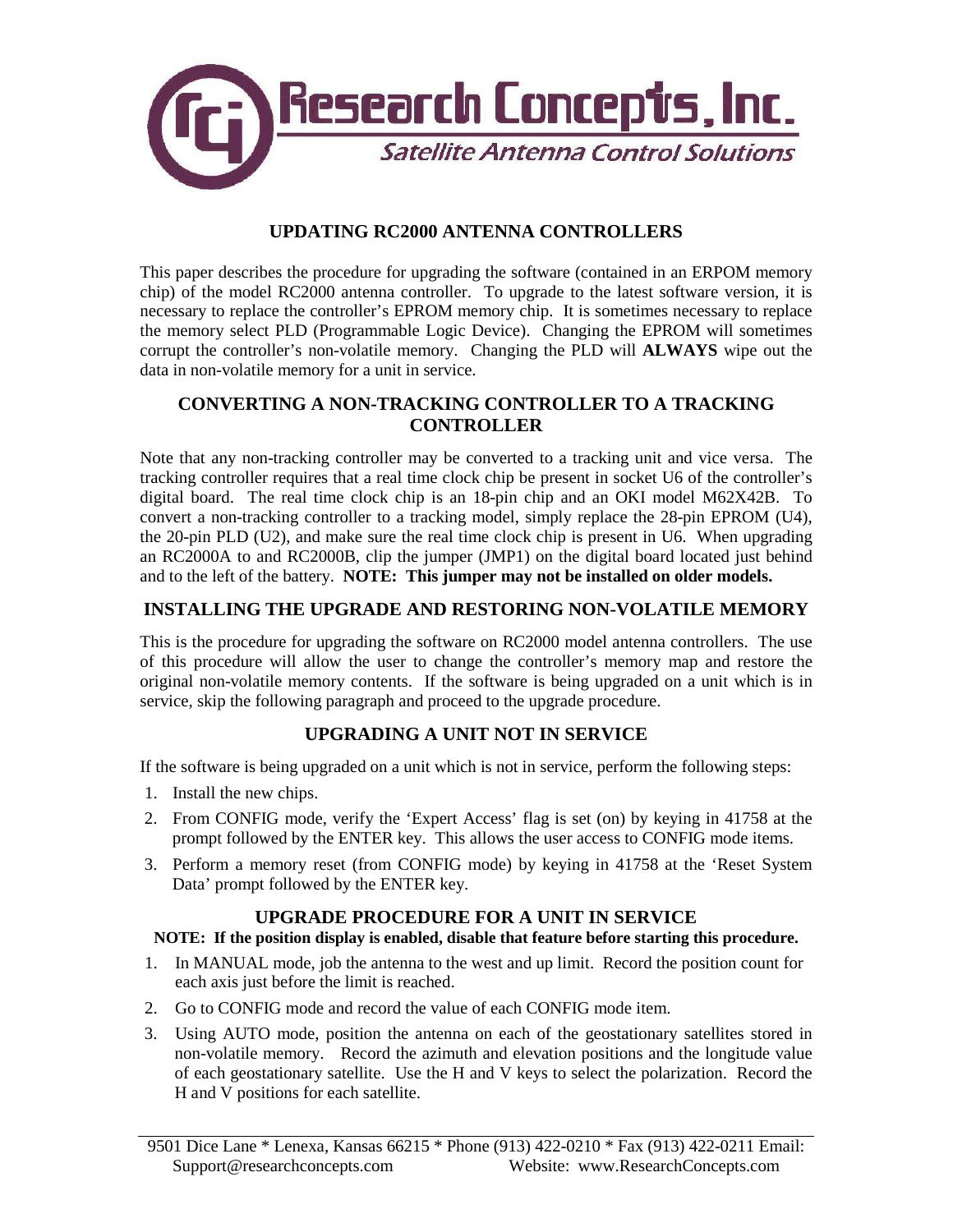Research Concepts, Inc.

*Satellite Antenna Control Solutions*

# UPDATING RC2000 ANTENNA CONTROLLERS

This paper describes the procedure for upgrading the software (contained in an ERPOM memory chip) of the model RC2000 antenna controller. To upgrade to the latest software version, it is necessary to replace the controller's EPROM memory chip. It is sometimes necessary to replace the memory select PLD (Programmable Logic Device). Changing the EPROM will sometimes corrupt the controller's non-volatile memory. Changing the PLD will **ALWAYS** wipe out the data in non-volatile memory for a unit in service.

## CONVERTING A NON-TRACKING CONTROLLER TO A TRACKING CONTROLLER

Note that any non-tracking controller may be converted to a tracking unit and vice versa. The tracking controller requires that a real time clock chip be present in socket U6 of the controller's digital board. The real time clock chip is an 18-pin chip and an OKI model M62X42B. To convert a non-tracking controller to a tracking model, simply replace the 28-pin EPROM (U4), the 20-pin PLD (U2), and make sure the real time clock chip is present in U6. When upgrading an RC2000A to and RC2000B, clip the jumper (JMP1) on the digital board located just behind and to the left of the battery. **NOTE: This jumper may not be installed on older models.**

## INSTALLING THE UPGRADE AND RESTORING NON-VOLATILE MEMORY

This is the procedure for upgrading the software on RC2000 model antenna controllers. The use of this procedure will allow the user to change the controller's memory map and restore the original non-volatile memory contents. If the software is being upgraded on a unit which is in service, skip the following paragraph and proceed to the upgrade procedure.

## UPGRADING A UNIT NOT IN SERVICE

If the software is being upgraded on a unit which is not in service, perform the following steps:

1. Install the new chips.
2. From CONFIG mode, verify the 'Expert Access' flag is set (on) by keying in 41758 at the prompt followed by the ENTER key. This allows the user access to CONFIG mode items.
3. Perform a memory reset (from CONFIG mode) by keying in 41758 at the 'Reset System Data' prompt followed by the ENTER key.

## UPGRADE PROCEDURE FOR A UNIT IN SERVICE

**NOTE: If the position display is enabled, disable that feature before starting this procedure.**

1. In MANUAL mode, job the antenna to the west and up limit. Record the position count for each axis just before the limit is reached.
2. Go to CONFIG mode and record the value of each CONFIG mode item.
3. Using AUTO mode, position the antenna on each of the geostationary satellites stored in non-volatile memory. Record the azimuth and elevation positions and the longitude value of each geostationary satellite. Use the H and V keys to select the polarization. Record the H and V positions for each satellite.

9501 Dice Lane * Lenexa, Kansas 66215 * Phone (913) 422-0210 * Fax (913) 422-0211 Email: Support@researchconcepts.com Website: www.ResearchConcepts.com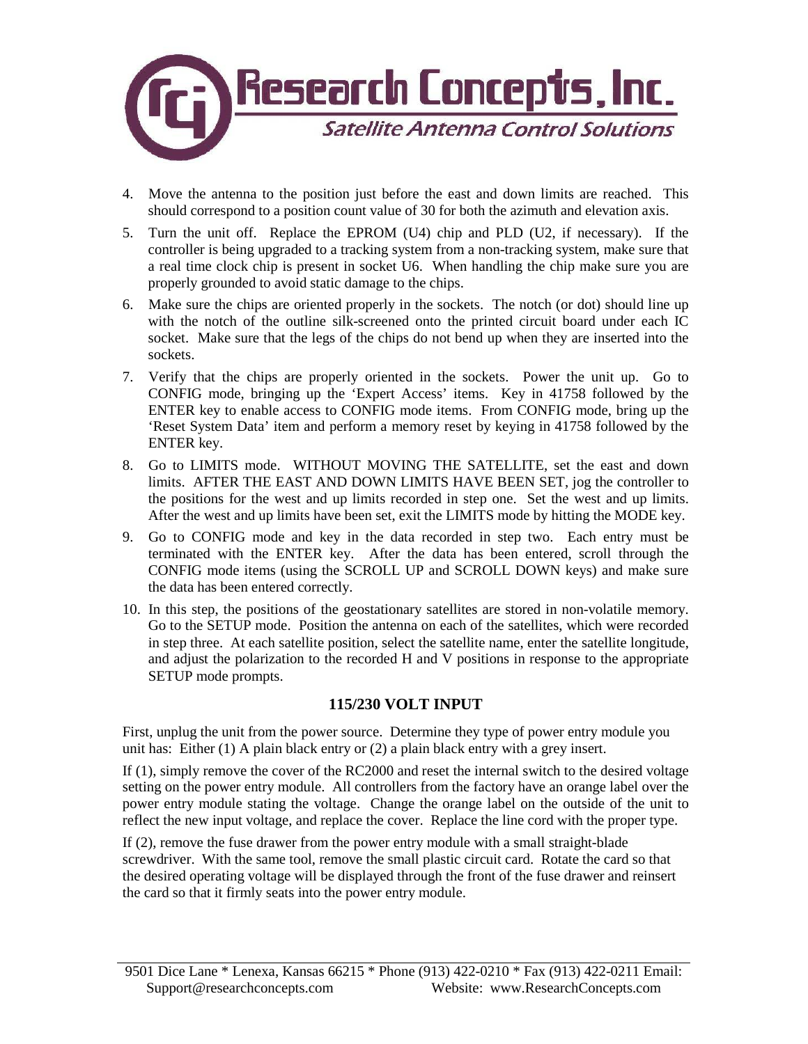4. Move the antenna to the position just before the east and down limits are reached. This should correspond to a position count value of 30 for both the azimuth and elevation axis.
5. Turn the unit off. Replace the EPROM (U4) chip and PLD (U2, if necessary). If the controller is being upgraded to a tracking system from a non-tracking system, make sure that a real time clock chip is present in socket U6. When handling the chip make sure you are properly grounded to avoid static damage to the chips.
6. Make sure the chips are oriented properly in the sockets. The notch (or dot) should line up with the notch of the outline silk-screened onto the printed circuit board under each IC socket. Make sure that the legs of the chips do not bend up when they are inserted into the sockets.
7. Verify that the chips are properly oriented in the sockets. Power the unit up. Go to CONFIG mode, bringing up the 'Expert Access' items. Key in 41758 followed by the ENTER key to enable access to CONFIG mode items. From CONFIG mode, bring up the 'Reset System Data' item and perform a memory reset by keying in 41758 followed by the ENTER key.
8. Go to LIMITS mode. WITHOUT MOVING THE SATELLITE, set the east and down limits. AFTER THE EAST AND DOWN LIMITS HAVE BEEN SET, jog the controller to the positions for the west and up limits recorded in step one. Set the west and up limits. After the west and up limits have been set, exit the LIMITS mode by hitting the MODE key.
9. Go to CONFIG mode and key in the data recorded in step two. Each entry must be terminated with the ENTER key. After the data has been entered, scroll through the CONFIG mode items (using the SCROLL UP and SCROLL DOWN keys) and make sure the data has been entered correctly.
10. In this step, the positions of the geostationary satellites are stored in non-volatile memory. Go to the SETUP mode. Position the antenna on each of the satellites, which were recorded in step three. At each satellite position, select the satellite name, enter the satellite longitude, and adjust the polarization to the recorded H and V positions in response to the appropriate SETUP mode prompts.

## 115/230 VOLT INPUT

First, unplug the unit from the power source. Determine they type of power entry module you unit has: Either (1) A plain black entry or (2) a plain black entry with a grey insert.

If (1), simply remove the cover of the RC2000 and reset the internal switch to the desired voltage setting on the power entry module. All controllers from the factory have an orange label over the power entry module stating the voltage. Change the orange label on the outside of the unit to reflect the new input voltage, and replace the cover. Replace the line cord with the proper type.

If (2), remove the fuse drawer from the power entry module with a small straight-blade screwdriver. With the same tool, remove the small plastic circuit card. Rotate the card so that the desired operating voltage will be displayed through the front of the fuse drawer and reinsert the card so that it firmly seats into the power entry module.